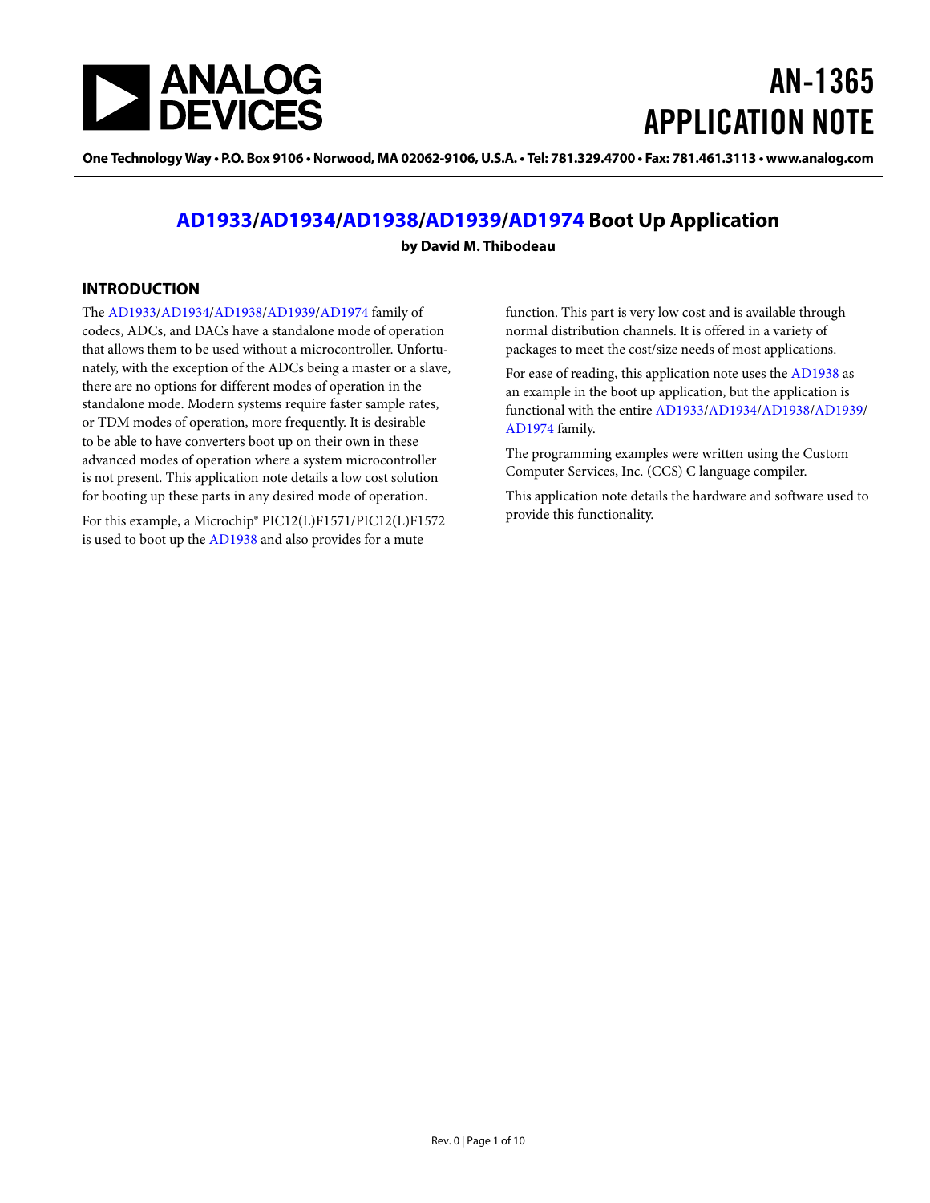# AN-1365 APPLICATION NOTE

One Technology Way • P.O. Box 9106 • Norwood, MA 02062-9106, U.S.A. • Tel: 781.329.4700 • Fax: 781.461.3113 • www.analog.com

## AD1933/AD1934/AD1938/AD1939/AD1974 Boot Up Application

**by David M. Thibodeau**

### INTRODUCTION

The AD1933/AD1934/AD1938/AD1939/AD1974 family of codecs, ADCs, and DACs have a standalone mode of operation that allows them to be used without a microcontroller. Unfortunately, with the exception of the ADCs being a master or a slave, there are no options for different modes of operation in the standalone mode. Modern systems require faster sample rates, or TDM modes of operation, more frequently. It is desirable to be able to have converters boot up on their own in these advanced modes of operation where a system microcontroller is not present. This application note details a low cost solution for booting up these parts in any desired mode of operation.

For this example, a Microchip® PIC12(L)F1571/PIC12(L)F1572 is used to boot up the AD1938 and also provides for a mute function. This part is very low cost and is available through normal distribution channels. It is offered in a variety of packages to meet the cost/size needs of most applications.

For ease of reading, this application note uses the AD1938 as an example in the boot up application, but the application is functional with the entire AD1933/AD1934/AD1938/AD1939/AD1974 family.

The programming examples were written using the Custom Computer Services, Inc. (CCS) C language compiler.

This application note details the hardware and software used to provide this functionality.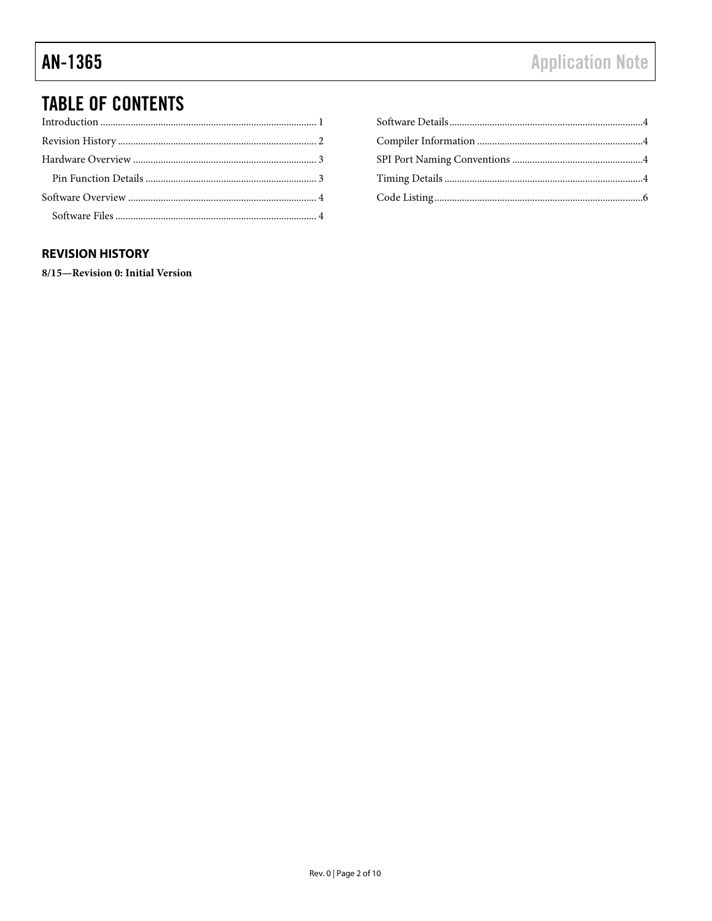## TABLE OF CONTENTS

Introduction .................................................................................... 1

Revision History .............................................................................. 2

Hardware Overview ........................................................................ 3

  Pin Function Details .................................................................... 3

Software Overview .......................................................................... 4

  Software Files ............................................................................... 4

Software Details ............................................................................... 4

Compiler Information ...................................................................... 4

SPI Port Naming Conventions ........................................................ 4

Timing Details .................................................................................. 4

Code Listing ...................................................................................... 6

## REVISION HISTORY

**8/15—Revision 0: Initial Version**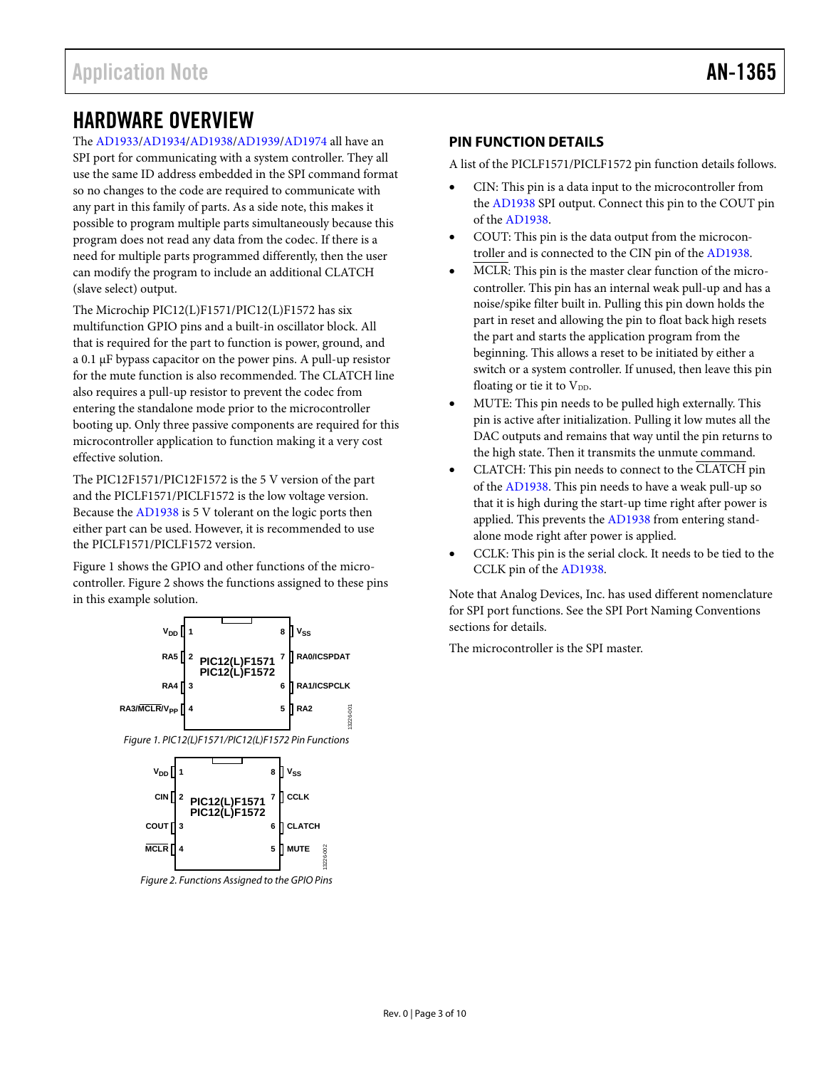# HARDWARE OVERVIEW

The AD1933/AD1934/AD1938/AD1939/AD1974 all have an SPI port for communicating with a system controller. They all use the same ID address embedded in the SPI command format so no changes to the code are required to communicate with any part in this family of parts. As a side note, this makes it possible to program multiple parts simultaneously because this program does not read any data from the codec. If there is a need for multiple parts programmed differently, then the user can modify the program to include an additional CLATCH (slave select) output.

The Microchip PIC12(L)F1571/PIC12(L)F1572 has six multifunction GPIO pins and a built-in oscillator block. All that is required for the part to function is power, ground, and a 0.1 µF bypass capacitor on the power pins. A pull-up resistor for the mute function is also recommended. The CLATCH line also requires a pull-up resistor to prevent the codec from entering the standalone mode prior to the microcontroller booting up. Only three passive components are required for this microcontroller application to function making it a very cost effective solution.

The PIC12F1571/PIC12F1572 is the 5 V version of the part and the PICLF1571/PICLF1572 is the low voltage version. Because the AD1938 is 5 V tolerant on the logic ports then either part can be used. However, it is recommended to use the PICLF1571/PICLF1572 version.

Figure 1 shows the GPIO and other functions of the microcontroller. Figure 2 shows the functions assigned to these pins in this example solution.

$V_{DD}$ 1
RA5 2
RA4 3
RA3/MCLR/$V_{PP}$ 4
PIC12(L)F1571
PIC12(L)F1572
8 $V_{SS}$
7 RA0/ICSPDAT
6 RA1/ICSPCLK
5 RA2
13226-001

Figure 1. PIC12(L)F1571/PIC12(L)F1572 Pin Functions

$V_{DD}$ 1
CIN 2
COUT 3
MCLR 4
PIC12(L)F1571
PIC12(L)F1572
8 $V_{SS}$
7 CCLK
6 CLATCH
5 MUTE
13226-002

Figure 2. Functions Assigned to the GPIO Pins

## PIN FUNCTION DETAILS

A list of the PICLF1571/PICLF1572 pin function details follows.

- CIN: This pin is a data input to the microcontroller from the AD1938 SPI output. Connect this pin to the COUT pin of the AD1938.
- COUT: This pin is the data output from the microcontroller and is connected to the CIN pin of the AD1938.
- MCLR: This pin is the master clear function of the microcontroller. This pin has an internal weak pull-up and has a noise/spike filter built in. Pulling this pin down holds the part in reset and allowing the pin to float back high resets the part and starts the application program from the beginning. This allows a reset to be initiated by either a switch or a system controller. If unused, then leave this pin floating or tie it to $V_{DD}$.
- MUTE: This pin needs to be pulled high externally. This pin is active after initialization. Pulling it low mutes all the DAC outputs and remains that way until the pin returns to the high state. Then it transmits the unmute command.
- CLATCH: This pin needs to connect to the CLATCH pin of the AD1938. This pin needs to have a weak pull-up so that it is high during the start-up time right after power is applied. This prevents the AD1938 from entering standalone mode right after power is applied.
- CCLK: This pin is the serial clock. It needs to be tied to the CCLK pin of the AD1938.

Note that Analog Devices, Inc. has used different nomenclature for SPI port functions. See the SPI Port Naming Conventions sections for details.

The microcontroller is the SPI master.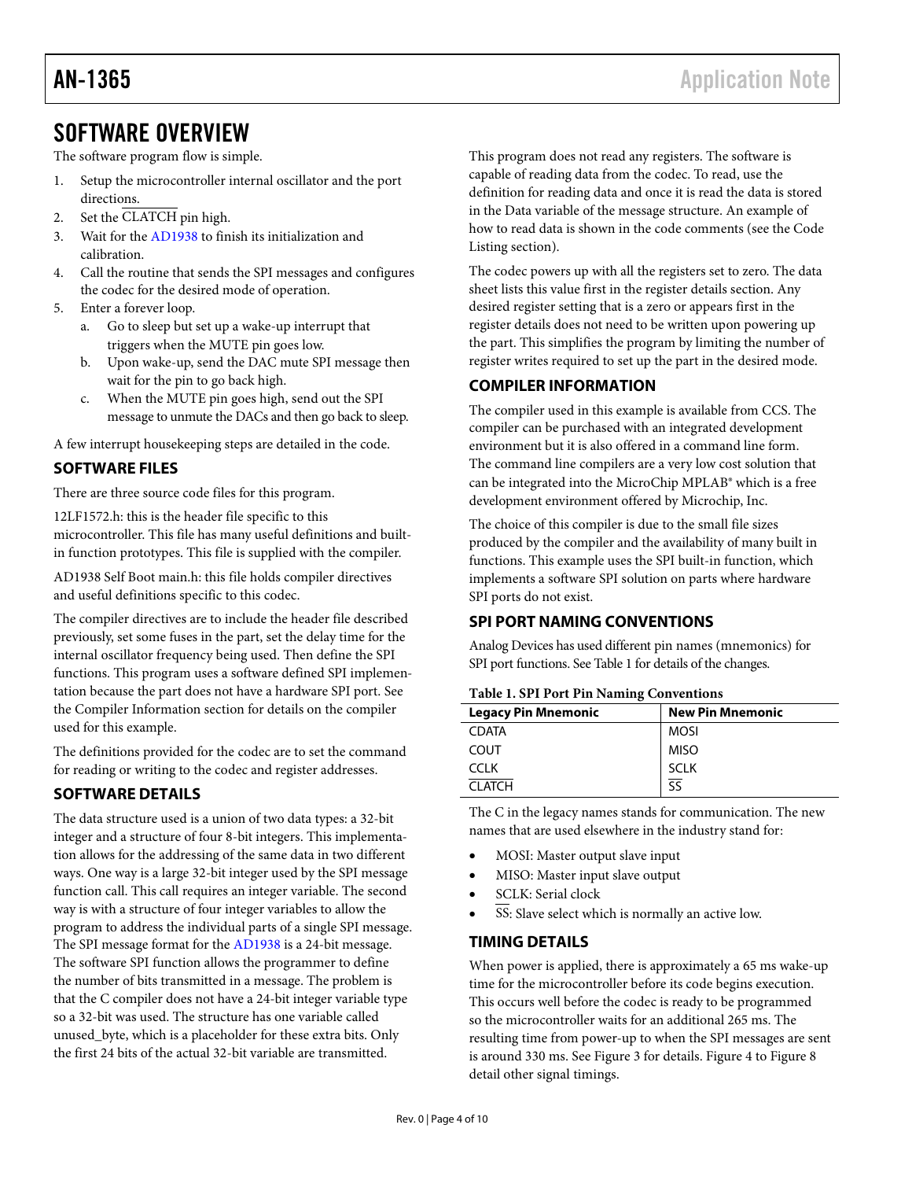## SOFTWARE OVERVIEW

The software program flow is simple.

1. Setup the microcontroller internal oscillator and the port directions.
2. Set the $\overline{\text{CLATCH}}$ pin high.
3. Wait for the AD1938 to finish its initialization and calibration.
4. Call the routine that sends the SPI messages and configures the codec for the desired mode of operation.
5. Enter a forever loop.
   a. Go to sleep but set up a wake-up interrupt that triggers when the MUTE pin goes low.
   b. Upon wake-up, send the DAC mute SPI message then wait for the pin to go back high.
   c. When the MUTE pin goes high, send out the SPI message to unmute the DACs and then go back to sleep.

A few interrupt housekeeping steps are detailed in the code.

### SOFTWARE FILES

There are three source code files for this program.

12LF1572.h: this is the header file specific to this microcontroller. This file has many useful definitions and built-in function prototypes. This file is supplied with the compiler.

AD1938 Self Boot main.h: this file holds compiler directives and useful definitions specific to this codec.

The compiler directives are to include the header file described previously, set some fuses in the part, set the delay time for the internal oscillator frequency being used. Then define the SPI functions. This program uses a software defined SPI implementation because the part does not have a hardware SPI port. See the Compiler Information section for details on the compiler used for this example.

The definitions provided for the codec are to set the command for reading or writing to the codec and register addresses.

### SOFTWARE DETAILS

The data structure used is a union of two data types: a 32-bit integer and a structure of four 8-bit integers. This implementation allows for the addressing of the same data in two different ways. One way is a large 32-bit integer used by the SPI message function call. This call requires an integer variable. The second way is with a structure of four integer variables to allow the program to address the individual parts of a single SPI message. The SPI message format for the AD1938 is a 24-bit message. The software SPI function allows the programmer to define the number of bits transmitted in a message. The problem is that the C compiler does not have a 24-bit integer variable type so a 32-bit was used. The structure has one variable called unused_byte, which is a placeholder for these extra bits. Only the first 24 bits of the actual 32-bit variable are transmitted.

This program does not read any registers. The software is capable of reading data from the codec. To read, use the definition for reading data and once it is read the data is stored in the Data variable of the message structure. An example of how to read data is shown in the code comments (see the Code Listing section).

The codec powers up with all the registers set to zero. The data sheet lists this value first in the register details section. Any desired register setting that is a zero or appears first in the register details does not need to be written upon powering up the part. This simplifies the program by limiting the number of register writes required to set up the part in the desired mode.

### COMPILER INFORMATION

The compiler used in this example is available from CCS. The compiler can be purchased with an integrated development environment but it is also offered in a command line form. The command line compilers are a very low cost solution that can be integrated into the MicroChip MPLAB® which is a free development environment offered by Microchip, Inc.

The choice of this compiler is due to the small file sizes produced by the compiler and the availability of many built in functions. This example uses the SPI built-in function, which implements a software SPI solution on parts where hardware SPI ports do not exist.

### SPI PORT NAMING CONVENTIONS

Analog Devices has used different pin names (mnemonics) for SPI port functions. See Table 1 for details of the changes.

**Table 1. SPI Port Pin Naming Conventions**

| Legacy Pin Mnemonic | New Pin Mnemonic |
|---|---|
| CDATA | MOSI |
| COUT | MISO |
| CCLK | SCLK |
| $\overline{\text{CLATCH}}$ | $\overline{\text{SS}}$ |

The C in the legacy names stands for communication. The new names that are used elsewhere in the industry stand for:

- MOSI: Master output slave input
- MISO: Master input slave output
- SCLK: Serial clock
- $\overline{\text{SS}}$: Slave select which is normally an active low.

### TIMING DETAILS

When power is applied, there is approximately a 65 ms wake-up time for the microcontroller before its code begins execution. This occurs well before the codec is ready to be programmed so the microcontroller waits for an additional 265 ms. The resulting time from power-up to when the SPI messages are sent is around 330 ms. See Figure 3 for details. Figure 4 to Figure 8 detail other signal timings.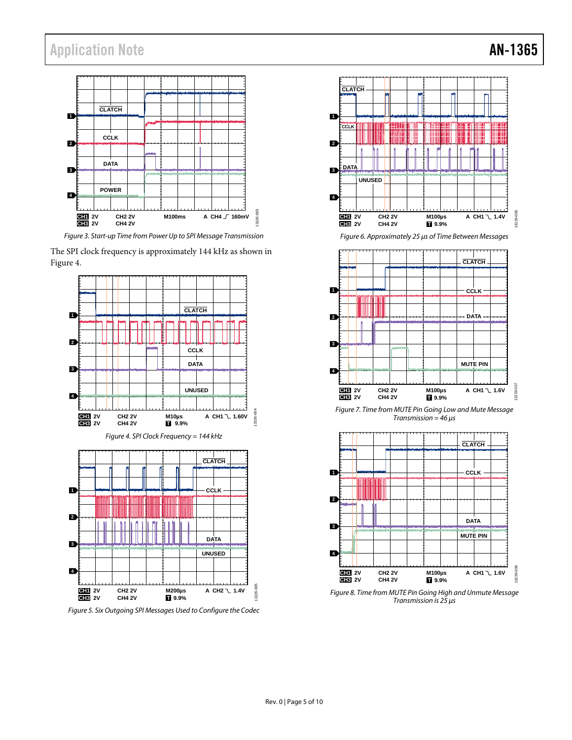CLATCH
CCLK
DATA
POWER
1
2
3
4
CH1 2V
CH3 2V
CH2 2V
CH4 2V
M100ms
A CH4 ⌐ 160mV
13226-003

*Figure 3. Start-up Time from Power Up to SPI Message Transmission*

The SPI clock frequency is approximately 144 kHz as shown in Figure 4.

CLATCH
CCLK
DATA
UNUSED
1
2
3
4
CH1 2V
CH3 2V
CH2 2V
CH4 2V
M10µs
T 9.9%
A CH1 ⌐ 1.60V
13226-004

*Figure 4. SPI Clock Frequency = 144 kHz*

CLATCH
CCLK
DATA
UNUSED
1
2
3
4
CH1 2V
CH3 2V
CH2 2V
CH4 2V
M200µs
T 9.9%
A CH2 ⌐ 1.4V
13226-005

*Figure 5. Six Outgoing SPI Messages Used to Configure the Codec*

CLATCH
CCLK
DATA
UNUSED
1
2
3
4
CH1 2V
CH3 2V
CH2 2V
CH4 2V
M100µs
T 9.9%
A CH1 ⌐ 1.4V
13226-006

*Figure 6. Approximately 25 µs of Time Between Messages*

CLATCH
CCLK
DATA
MUTE PIN
1
2
3
4
CH1 2V
CH3 2V
CH2 2V
CH4 2V
M100µs
T 9.9%
A CH1 ⌐ 1.6V
13226-007

*Figure 7. Time from MUTE Pin Going Low and Mute Message Transmission = 46 µs*

CLATCH
CCLK
DATA
MUTE PIN
1
2
3
4
CH1 2V
CH3 2V
CH2 2V
CH4 2V
M100µs
T 9.9%
A CH1 ⌐ 1.6V
13226-008

*Figure 8. Time from MUTE Pin Going High and Unmute Message Transmission is 25 µs*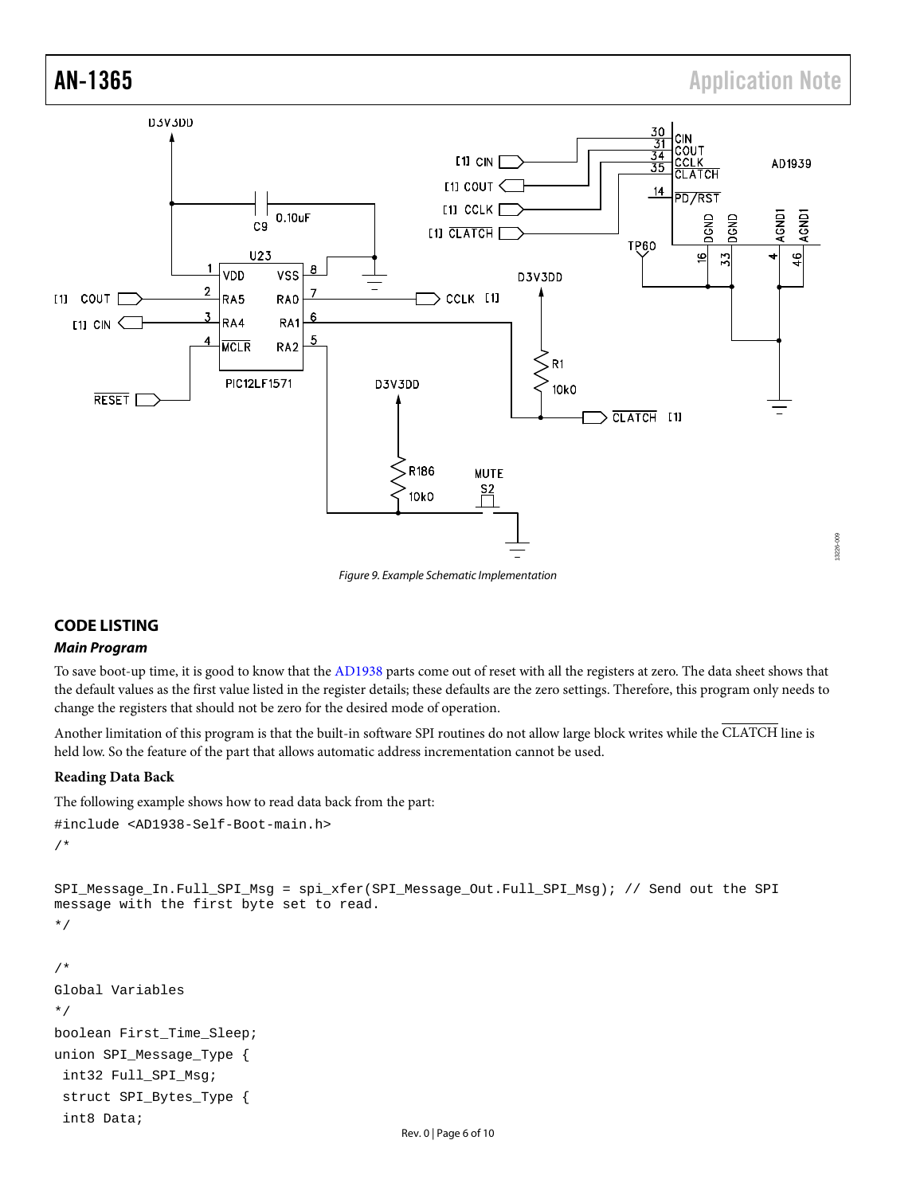Figure 9. Example Schematic Implementation

## CODE LISTING

### *Main Program*

To save boot-up time, it is good to know that the AD1938 parts come out of reset with all the registers at zero. The data sheet shows that the default values as the first value listed in the register details; these defaults are the zero settings. Therefore, this program only needs to change the registers that should not be zero for the desired mode of operation.

Another limitation of this program is that the built-in software SPI routines do not allow large block writes while the $\overline{\text{CLATCH}}$ line is held low. So the feature of the part that allows automatic address incrementation cannot be used.

#### Reading Data Back

The following example shows how to read data back from the part:

```
#include <AD1938-Self-Boot-main.h>
/*

SPI_Message_In.Full_SPI_Msg = spi_xfer(SPI_Message_Out.Full_SPI_Msg); // Send out the SPI
message with the first byte set to read.
*/

/*
Global Variables
*/
boolean First_Time_Sleep;
union SPI_Message_Type {
 int32 Full_SPI_Msg;
 struct SPI_Bytes_Type {
 int8 Data;
```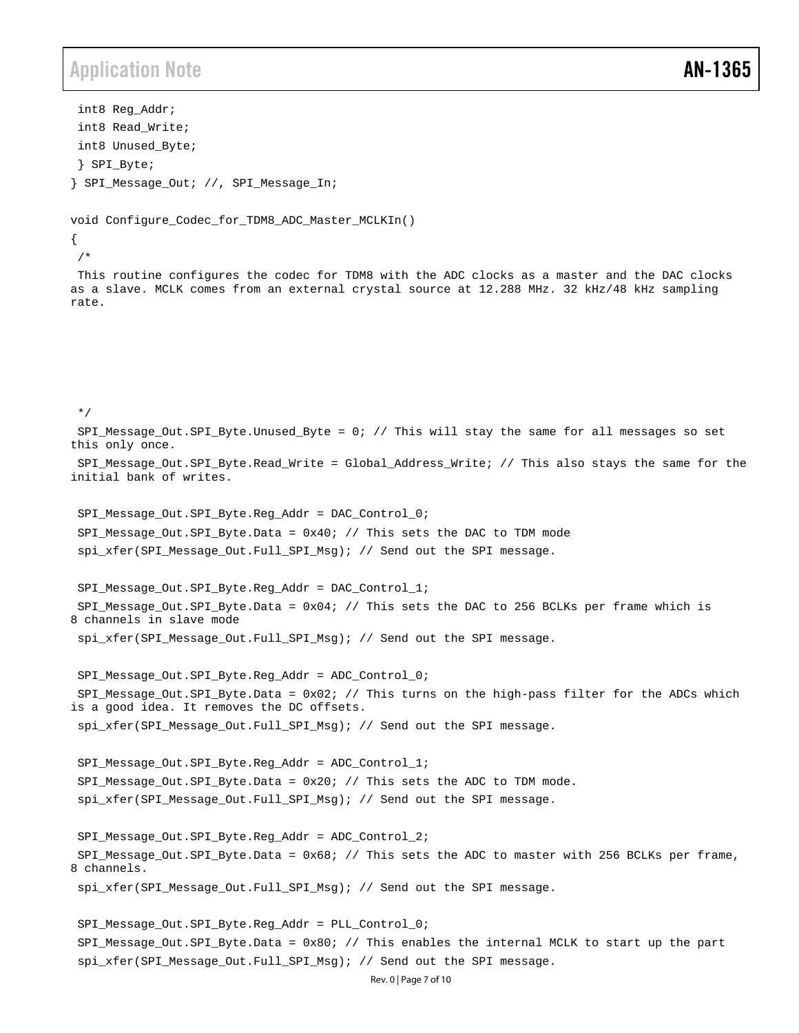```
 int8 Reg_Addr;
 int8 Read_Write;
 int8 Unused_Byte;
 } SPI_Byte;
} SPI_Message_Out; //, SPI_Message_In;

void Configure_Codec_for_TDM8_ADC_Master_MCLKIn()
{
 /*
 This routine configures the codec for TDM8 with the ADC clocks as a master and the DAC clocks
as a slave. MCLK comes from an external crystal source at 12.288 MHz. 32 kHz/48 kHz sampling
rate.






 */
 SPI_Message_Out.SPI_Byte.Unused_Byte = 0; // This will stay the same for all messages so set
this only once.
 SPI_Message_Out.SPI_Byte.Read_Write = Global_Address_Write; // This also stays the same for the
initial bank of writes.

 SPI_Message_Out.SPI_Byte.Reg_Addr = DAC_Control_0;
 SPI_Message_Out.SPI_Byte.Data = 0x40; // This sets the DAC to TDM mode
 spi_xfer(SPI_Message_Out.Full_SPI_Msg); // Send out the SPI message.

 SPI_Message_Out.SPI_Byte.Reg_Addr = DAC_Control_1;
 SPI_Message_Out.SPI_Byte.Data = 0x04; // This sets the DAC to 256 BCLKs per frame which is
8 channels in slave mode
 spi_xfer(SPI_Message_Out.Full_SPI_Msg); // Send out the SPI message.

 SPI_Message_Out.SPI_Byte.Reg_Addr = ADC_Control_0;
 SPI_Message_Out.SPI_Byte.Data = 0x02; // This turns on the high-pass filter for the ADCs which
is a good idea. It removes the DC offsets.
 spi_xfer(SPI_Message_Out.Full_SPI_Msg); // Send out the SPI message.

 SPI_Message_Out.SPI_Byte.Reg_Addr = ADC_Control_1;
 SPI_Message_Out.SPI_Byte.Data = 0x20; // This sets the ADC to TDM mode.
 spi_xfer(SPI_Message_Out.Full_SPI_Msg); // Send out the SPI message.

 SPI_Message_Out.SPI_Byte.Reg_Addr = ADC_Control_2;
 SPI_Message_Out.SPI_Byte.Data = 0x68; // This sets the ADC to master with 256 BCLKs per frame,
8 channels.
 spi_xfer(SPI_Message_Out.Full_SPI_Msg); // Send out the SPI message.

 SPI_Message_Out.SPI_Byte.Reg_Addr = PLL_Control_0;
 SPI_Message_Out.SPI_Byte.Data = 0x80; // This enables the internal MCLK to start up the part
 spi_xfer(SPI_Message_Out.Full_SPI_Msg); // Send out the SPI message.
```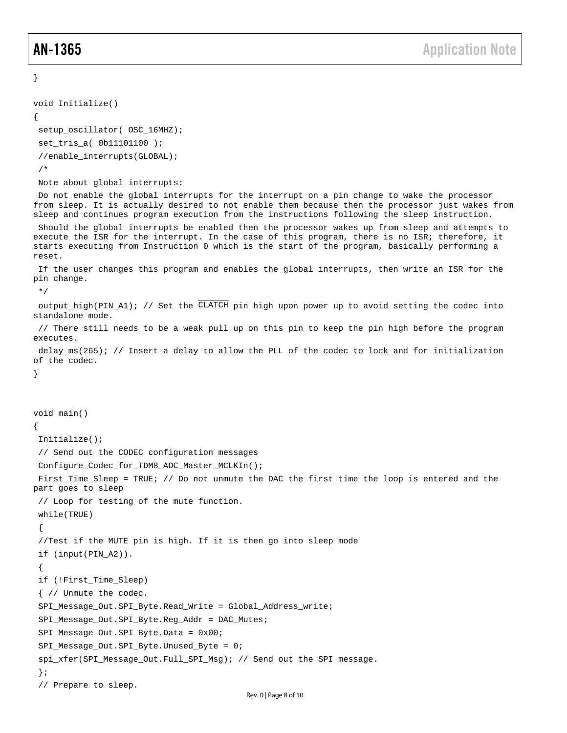```
}

void Initialize()
{
 setup_oscillator( OSC_16MHZ);
 set_tris_a( 0b11101100 );
 //enable_interrupts(GLOBAL);
 /*
 Note about global interrupts:
 Do not enable the global interrupts for the interrupt on a pin change to wake the processor from sleep. It is actually desired to not enable them because then the processor just wakes from sleep and continues program execution from the instructions following the sleep instruction.
 Should the global interrupts be enabled then the processor wakes up from sleep and attempts to execute the ISR for the interrupt. In the case of this program, there is no ISR; therefore, it starts executing from Instruction 0 which is the start of the program, basically performing a reset.
 If the user changes this program and enables the global interrupts, then write an ISR for the pin change.
 */
 output_high(PIN_A1); // Set the CLATCH pin high upon power up to avoid setting the codec into standalone mode.
 // There still needs to be a weak pull up on this pin to keep the pin high before the program executes.
 delay_ms(265); // Insert a delay to allow the PLL of the codec to lock and for initialization of the codec.
}


void main()
{
 Initialize();
 // Send out the CODEC configuration messages
 Configure_Codec_for_TDM8_ADC_Master_MCLKIn();
 First_Time_Sleep = TRUE; // Do not unmute the DAC the first time the loop is entered and the part goes to sleep
 // Loop for testing of the mute function.
 while(TRUE)
 {
 //Test if the MUTE pin is high. If it is then go into sleep mode
 if (input(PIN_A2)).
 {
 if (!First_Time_Sleep)
 { // Unmute the codec.
 SPI_Message_Out.SPI_Byte.Read_Write = Global_Address_write;
 SPI_Message_Out.SPI_Byte.Reg_Addr = DAC_Mutes;
 SPI_Message_Out.SPI_Byte.Data = 0x00;
 SPI_Message_Out.SPI_Byte.Unused_Byte = 0;
 spi_xfer(SPI_Message_Out.Full_SPI_Msg); // Send out the SPI message.
 };
 // Prepare to sleep.
```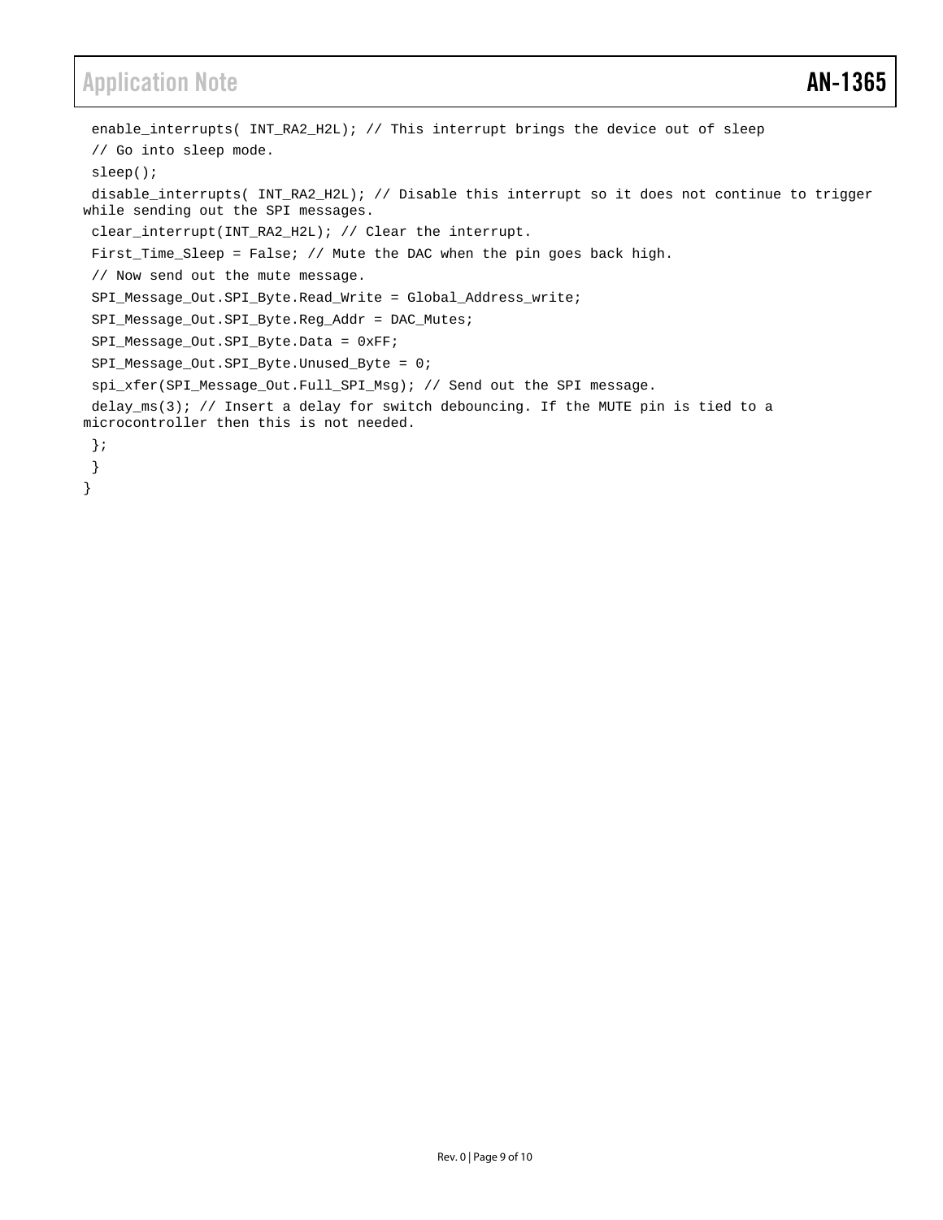```
 enable_interrupts( INT_RA2_H2L); // This interrupt brings the device out of sleep
 // Go into sleep mode.
 sleep();
 disable_interrupts( INT_RA2_H2L); // Disable this interrupt so it does not continue to trigger
while sending out the SPI messages.
 clear_interrupt(INT_RA2_H2L); // Clear the interrupt.
 First_Time_Sleep = False; // Mute the DAC when the pin goes back high.
 // Now send out the mute message.
 SPI_Message_Out.SPI_Byte.Read_Write = Global_Address_write;
 SPI_Message_Out.SPI_Byte.Reg_Addr = DAC_Mutes;
 SPI_Message_Out.SPI_Byte.Data = 0xFF;
 SPI_Message_Out.SPI_Byte.Unused_Byte = 0;
 spi_xfer(SPI_Message_Out.Full_SPI_Msg); // Send out the SPI message.
 delay_ms(3); // Insert a delay for switch debouncing. If the MUTE pin is tied to a
microcontroller then this is not needed.
 };
 }
}
```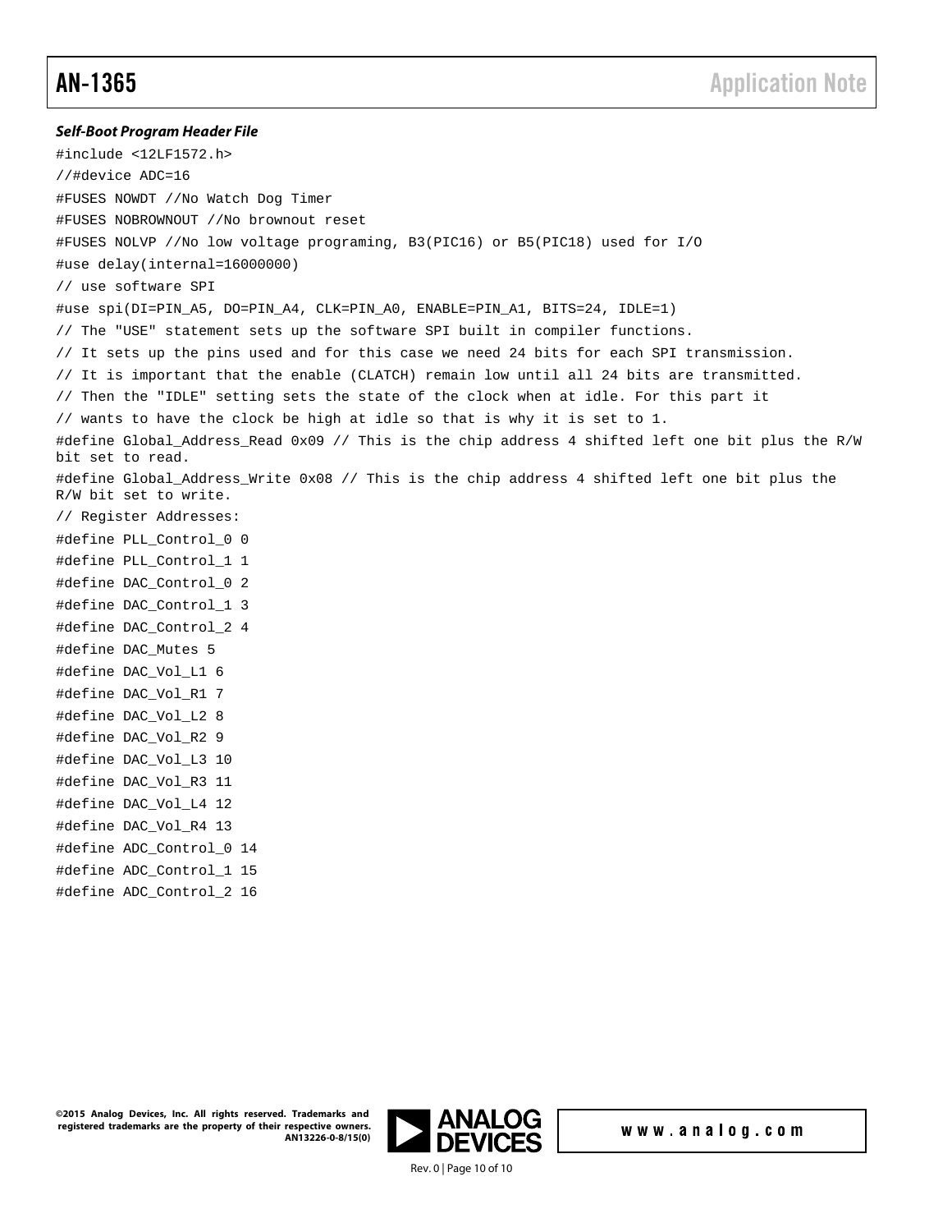### *Self-Boot Program Header File*

```
#include <12LF1572.h>
//#device ADC=16
#FUSES NOWDT //No Watch Dog Timer
#FUSES NOBROWNOUT //No brownout reset
#FUSES NOLVP //No low voltage programing, B3(PIC16) or B5(PIC18) used for I/O
#use delay(internal=16000000)
// use software SPI
#use spi(DI=PIN_A5, DO=PIN_A4, CLK=PIN_A0, ENABLE=PIN_A1, BITS=24, IDLE=1)
// The "USE" statement sets up the software SPI built in compiler functions.
// It sets up the pins used and for this case we need 24 bits for each SPI transmission.
// It is important that the enable (CLATCH) remain low until all 24 bits are transmitted.
// Then the "IDLE" setting sets the state of the clock when at idle. For this part it
// wants to have the clock be high at idle so that is why it is set to 1.
#define Global_Address_Read 0x09 // This is the chip address 4 shifted left one bit plus the R/W
bit set to read.
#define Global_Address_Write 0x08 // This is the chip address 4 shifted left one bit plus the
R/W bit set to write.
// Register Addresses:
#define PLL_Control_0 0
#define PLL_Control_1 1
#define DAC_Control_0 2
#define DAC_Control_1 3
#define DAC_Control_2 4
#define DAC_Mutes 5
#define DAC_Vol_L1 6
#define DAC_Vol_R1 7
#define DAC_Vol_L2 8
#define DAC_Vol_R2 9
#define DAC_Vol_L3 10
#define DAC_Vol_R3 11
#define DAC_Vol_L4 12
#define DAC_Vol_R4 13
#define ADC_Control_0 14
#define ADC_Control_1 15
#define ADC_Control_2 16
```

**©2015 Analog Devices, Inc. All rights reserved. Trademarks and registered trademarks are the property of their respective owners. AN13226-0-8/15(0)**